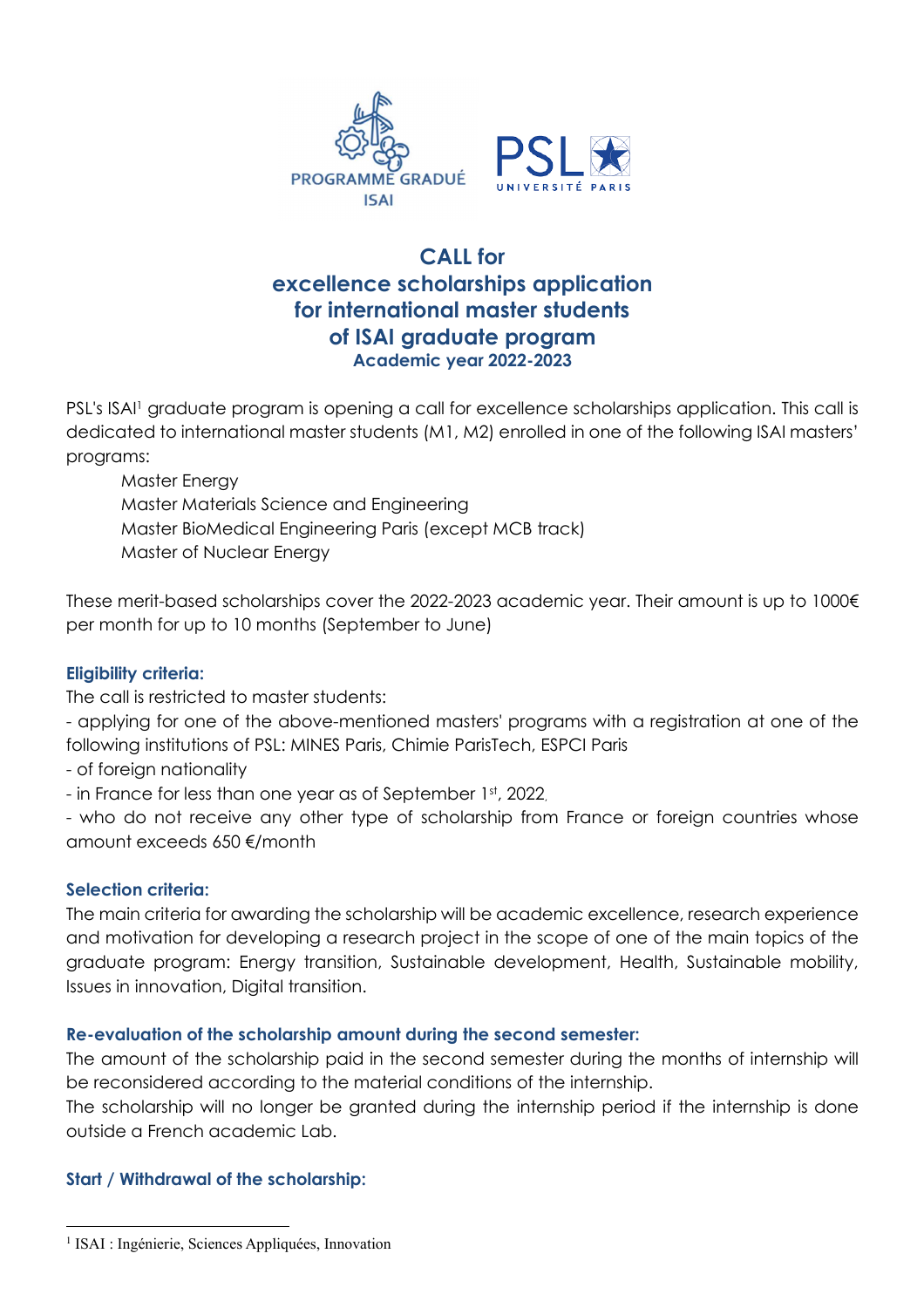# CALL for excellence scholarships application for international master students of ISAI graduate program

### Academic year 2022-2023

PSL's ISAI[1] graduate program is opening a call for excellence scholarships application. This call is dedicated to international master students (M1, M2) enrolled in one of the following ISAI masters' programs:

- Master Energy
- Master Materials Science and Engineering
- Master BioMedical Engineering Paris (except MCB track)
- Master of Nuclear Energy

These merit-based scholarships cover the 2022-2023 academic year. Their amount is up to 1000€ per month for up to 10 months (September to June)

### Eligibility criteria:

The call is restricted to master students:

- applying for one of the above-mentioned masters' programs with a registration at one of the following institutions of PSL: MINES Paris, Chimie ParisTech, ESPCI Paris
- of foreign nationality
- in France for less than one year as of September 1st, 2022,
- who do not receive any other type of scholarship from France or foreign countries whose amount exceeds 650 €/month

### Selection criteria:

The main criteria for awarding the scholarship will be academic excellence, research experience and motivation for developing a research project in the scope of one of the main topics of the graduate program: Energy transition, Sustainable development, Health, Sustainable mobility, Issues in innovation, Digital transition.

### Re-evaluation of the scholarship amount during the second semester:

The amount of the scholarship paid in the second semester during the months of internship will be reconsidered according to the material conditions of the internship.

The scholarship will no longer be granted during the internship period if the internship is done outside a French academic Lab.

### Start / Withdrawal of the scholarship:

[1] ISAI : Ingénierie, Sciences Appliquées, Innovation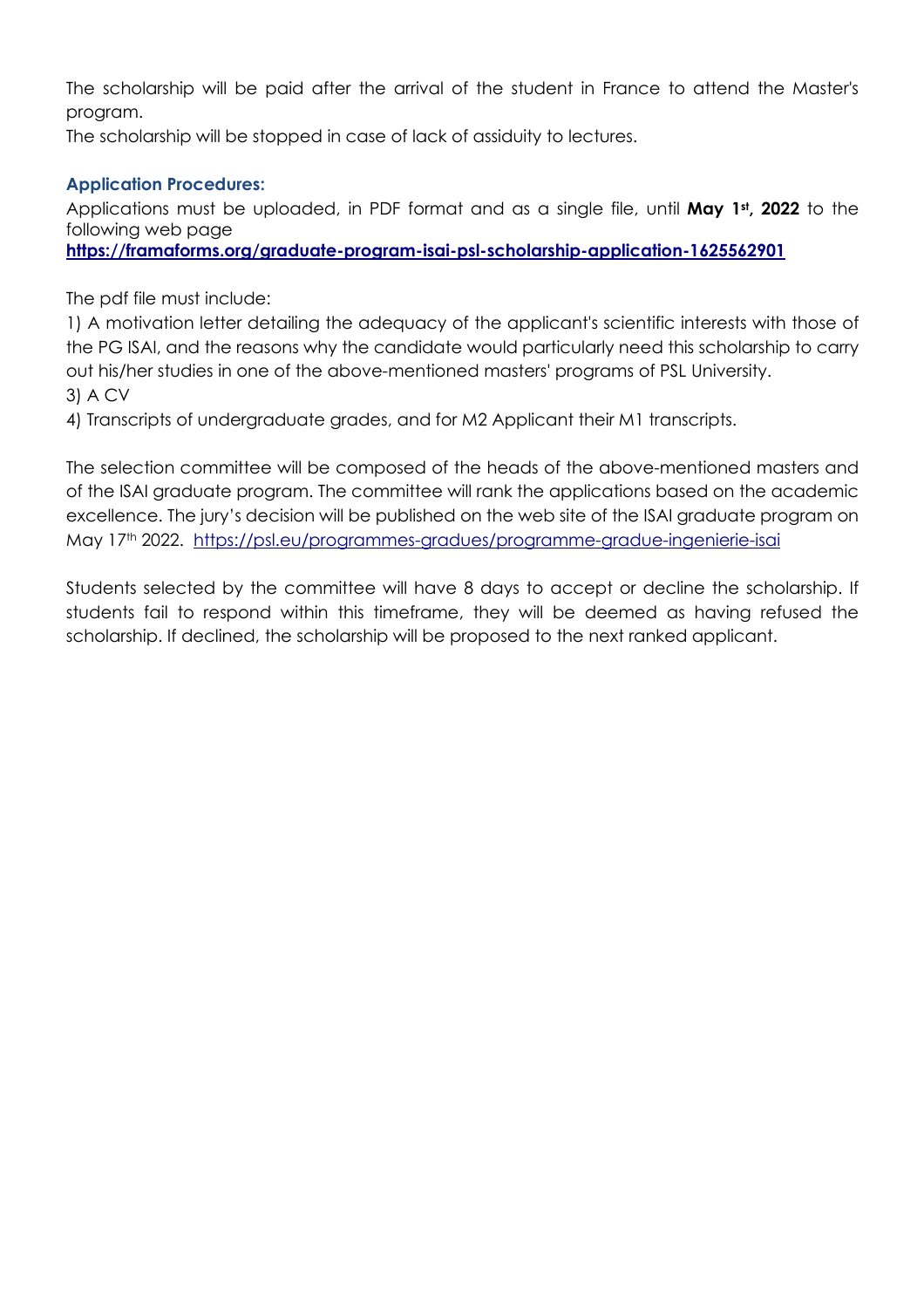The scholarship will be paid after the arrival of the student in France to attend the Master's program.

The scholarship will be stopped in case of lack of assiduity to lectures.

### Application Procedures:

Applications must be uploaded, in PDF format and as a single file, until **May 1st, 2022** to the following web page
**https://framaforms.org/graduate-program-isai-psl-scholarship-application-1625562901**

The pdf file must include:

1) A motivation letter detailing the adequacy of the applicant's scientific interests with those of the PG ISAI, and the reasons why the candidate would particularly need this scholarship to carry out his/her studies in one of the above-mentioned masters' programs of PSL University.
3) A CV
4) Transcripts of undergraduate grades, and for M2 Applicant their M1 transcripts.

The selection committee will be composed of the heads of the above-mentioned masters and of the ISAI graduate program. The committee will rank the applications based on the academic excellence. The jury's decision will be published on the web site of the ISAI graduate program on May 17th 2022. https://psl.eu/programmes-gradues/programme-gradue-ingenierie-isai

Students selected by the committee will have 8 days to accept or decline the scholarship. If students fail to respond within this timeframe, they will be deemed as having refused the scholarship. If declined, the scholarship will be proposed to the next ranked applicant.